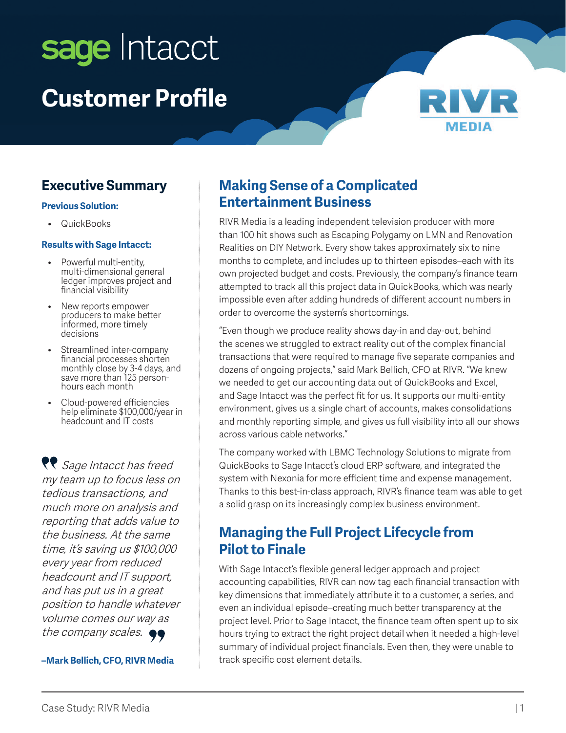# sage Intacct

# Customer Profile

RIVR MEDIA

## Executive Summary

**Previous Solution:**

- QuickBooks

**Results with Sage Intacct:**

- Powerful multi-entity, multi-dimensional general ledger improves project and financial visibility
- New reports empower producers to make better informed, more timely decisions
- Streamlined inter-company financial processes shorten monthly close by 3-4 days, and save more than 125 person-hours each month
- Cloud-powered efficiencies help eliminate $100,000/year in headcount and IT costs

> *Sage Intacct has freed my team up to focus less on tedious transactions, and much more on analysis and reporting that adds value to the business. At the same time, it's saving us $100,000 every year from reduced headcount and IT support, and has put us in a great position to handle whatever volume comes our way as the company scales.*
>
> **–Mark Bellich, CFO, RIVR Media**

## Making Sense of a Complicated Entertainment Business

RIVR Media is a leading independent television producer with more than 100 hit shows such as Escaping Polygamy on LMN and Renovation Realities on DIY Network. Every show takes approximately six to nine months to complete, and includes up to thirteen episodes–each with its own projected budget and costs. Previously, the company's finance team attempted to track all this project data in QuickBooks, which was nearly impossible even after adding hundreds of different account numbers in order to overcome the system's shortcomings.

"Even though we produce reality shows day-in and day-out, behind the scenes we struggled to extract reality out of the complex financial transactions that were required to manage five separate companies and dozens of ongoing projects," said Mark Bellich, CFO at RIVR. "We knew we needed to get our accounting data out of QuickBooks and Excel, and Sage Intacct was the perfect fit for us. It supports our multi-entity environment, gives us a single chart of accounts, makes consolidations and monthly reporting simple, and gives us full visibility into all our shows across various cable networks."

The company worked with LBMC Technology Solutions to migrate from QuickBooks to Sage Intacct's cloud ERP software, and integrated the system with Nexonia for more efficient time and expense management. Thanks to this best-in-class approach, RIVR's finance team was able to get a solid grasp on its increasingly complex business environment.

## Managing the Full Project Lifecycle from Pilot to Finale

With Sage Intacct's flexible general ledger approach and project accounting capabilities, RIVR can now tag each financial transaction with key dimensions that immediately attribute it to a customer, a series, and even an individual episode–creating much better transparency at the project level. Prior to Sage Intacct, the finance team often spent up to six hours trying to extract the right project detail when it needed a high-level summary of individual project financials. Even then, they were unable to track specific cost element details.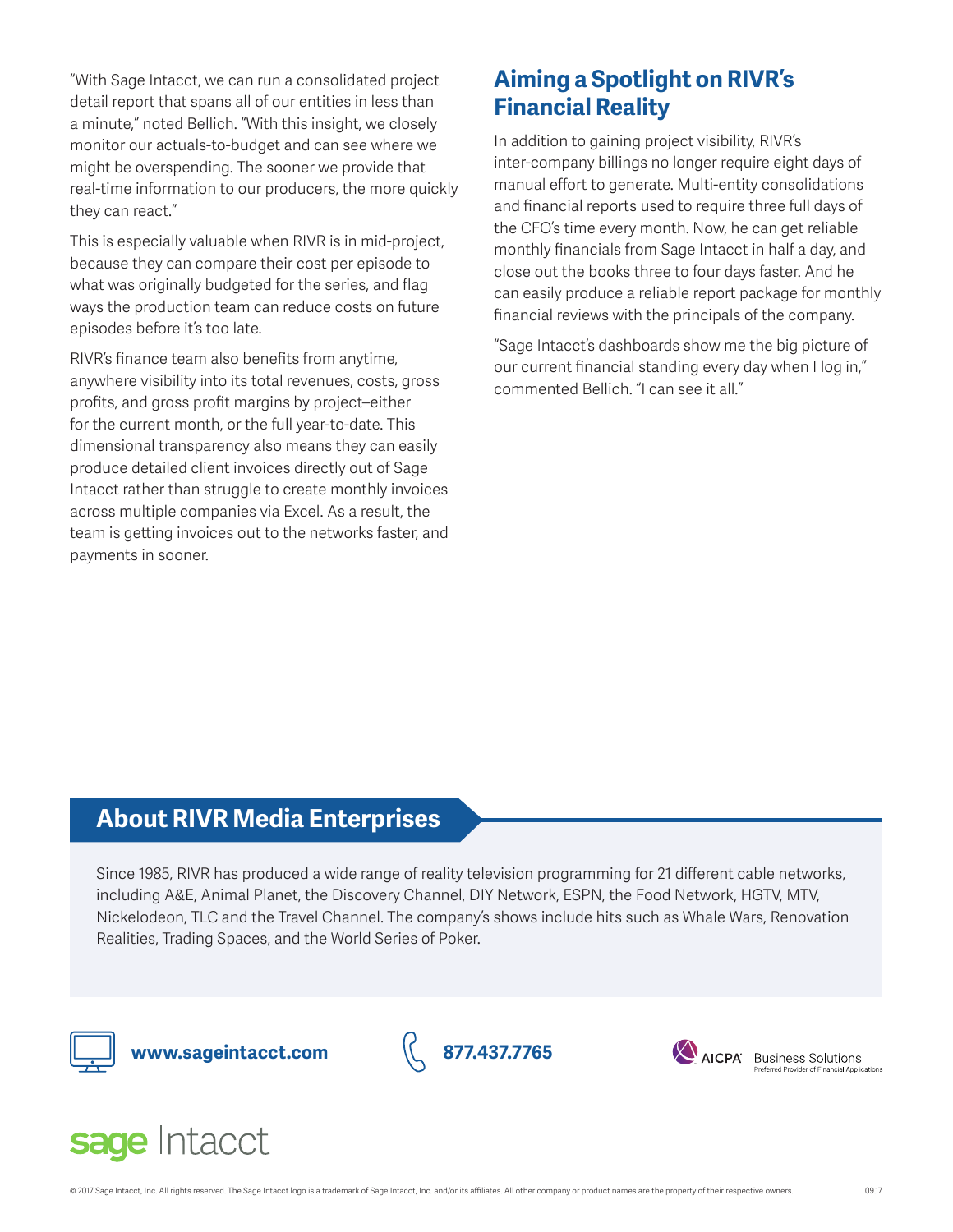"With Sage Intacct, we can run a consolidated project detail report that spans all of our entities in less than a minute," noted Bellich. "With this insight, we closely monitor our actuals-to-budget and can see where we might be overspending. The sooner we provide that real-time information to our producers, the more quickly they can react."

This is especially valuable when RIVR is in mid-project, because they can compare their cost per episode to what was originally budgeted for the series, and flag ways the production team can reduce costs on future episodes before it's too late.

RIVR's finance team also benefits from anytime, anywhere visibility into its total revenues, costs, gross profits, and gross profit margins by project–either for the current month, or the full year-to-date. This dimensional transparency also means they can easily produce detailed client invoices directly out of Sage Intacct rather than struggle to create monthly invoices across multiple companies via Excel. As a result, the team is getting invoices out to the networks faster, and payments in sooner.

## Aiming a Spotlight on RIVR's Financial Reality

In addition to gaining project visibility, RIVR's inter-company billings no longer require eight days of manual effort to generate. Multi-entity consolidations and financial reports used to require three full days of the CFO's time every month. Now, he can get reliable monthly financials from Sage Intacct in half a day, and close out the books three to four days faster. And he can easily produce a reliable report package for monthly financial reviews with the principals of the company.

"Sage Intacct's dashboards show me the big picture of our current financial standing every day when I log in," commented Bellich. "I can see it all."

## About RIVR Media Enterprises

Since 1985, RIVR has produced a wide range of reality television programming for 21 different cable networks, including A&E, Animal Planet, the Discovery Channel, DIY Network, ESPN, the Food Network, HGTV, MTV, Nickelodeon, TLC and the Travel Channel. The company's shows include hits such as Whale Wars, Renovation Realities, Trading Spaces, and the World Series of Poker.

**www.sageintacct.com**

**877.437.7765**

AICPA Business Solutions
Preferred Provider of Financial Applications

sage Intacct

© 2017 Sage Intacct, Inc. All rights reserved. The Sage Intacct logo is a trademark of Sage Intacct, Inc. and/or its affiliates. All other company or product names are the property of their respective owners.

09.17